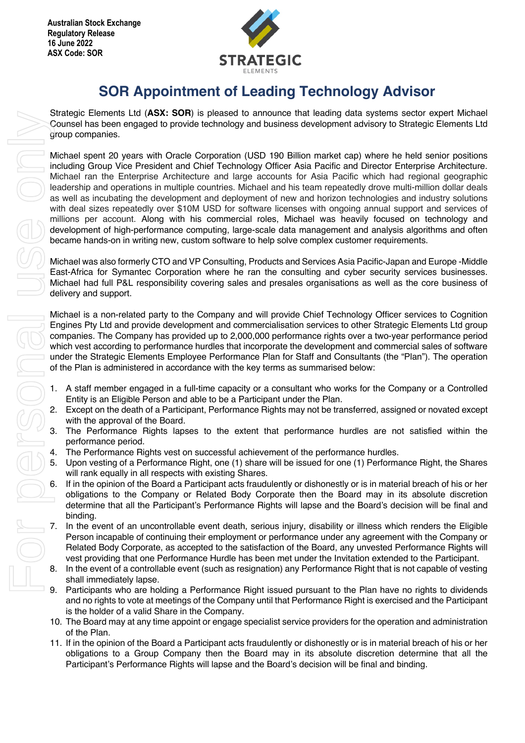**Australian Stock Exchange**
**Regulatory Release**
**16 June 2022**
**ASX Code: SOR**

# SOR Appointment of Leading Technology Advisor

Strategic Elements Ltd (**ASX: SOR**) is pleased to announce that leading data systems sector expert Michael Counsel has been engaged to provide technology and business development advisory to Strategic Elements Ltd group companies.

Michael spent 20 years with Oracle Corporation (USD 190 Billion market cap) where he held senior positions including Group Vice President and Chief Technology Officer Asia Pacific and Director Enterprise Architecture. Michael ran the Enterprise Architecture and large accounts for Asia Pacific which had regional geographic leadership and operations in multiple countries. Michael and his team repeatedly drove multi-million dollar deals as well as incubating the development and deployment of new and horizon technologies and industry solutions with deal sizes repeatedly over $10M USD for software licenses with ongoing annual support and services of millions per account. Along with his commercial roles, Michael was heavily focused on technology and development of high-performance computing, large-scale data management and analysis algorithms and often became hands-on in writing new, custom software to help solve complex customer requirements.

Michael was also formerly CTO and VP Consulting, Products and Services Asia Pacific-Japan and Europe -Middle East-Africa for Symantec Corporation where he ran the consulting and cyber security services businesses. Michael had full P&L responsibility covering sales and presales organisations as well as the core business of delivery and support.

Michael is a non-related party to the Company and will provide Chief Technology Officer services to Cognition Engines Pty Ltd and provide development and commercialisation services to other Strategic Elements Ltd group companies. The Company has provided up to 2,000,000 performance rights over a two-year performance period which vest according to performance hurdles that incorporate the development and commercial sales of software under the Strategic Elements Employee Performance Plan for Staff and Consultants (the "Plan"). The operation of the Plan is administered in accordance with the key terms as summarised below:

1. A staff member engaged in a full-time capacity or a consultant who works for the Company or a Controlled Entity is an Eligible Person and able to be a Participant under the Plan.
2. Except on the death of a Participant, Performance Rights may not be transferred, assigned or novated except with the approval of the Board.
3. The Performance Rights lapses to the extent that performance hurdles are not satisfied within the performance period.
4. The Performance Rights vest on successful achievement of the performance hurdles.
5. Upon vesting of a Performance Right, one (1) share will be issued for one (1) Performance Right, the Shares will rank equally in all respects with existing Shares.
6. If in the opinion of the Board a Participant acts fraudulently or dishonestly or is in material breach of his or her obligations to the Company or Related Body Corporate then the Board may in its absolute discretion determine that all the Participant's Performance Rights will lapse and the Board's decision will be final and binding.
7. In the event of an uncontrollable event death, serious injury, disability or illness which renders the Eligible Person incapable of continuing their employment or performance under any agreement with the Company or Related Body Corporate, as accepted to the satisfaction of the Board, any unvested Performance Rights will vest providing that one Performance Hurdle has been met under the Invitation extended to the Participant.
8. In the event of a controllable event (such as resignation) any Performance Right that is not capable of vesting shall immediately lapse.
9. Participants who are holding a Performance Right issued pursuant to the Plan have no rights to dividends and no rights to vote at meetings of the Company until that Performance Right is exercised and the Participant is the holder of a valid Share in the Company.
10. The Board may at any time appoint or engage specialist service providers for the operation and administration of the Plan.
11. If in the opinion of the Board a Participant acts fraudulently or dishonestly or is in material breach of his or her obligations to a Group Company then the Board may in its absolute discretion determine that all the Participant's Performance Rights will lapse and the Board's decision will be final and binding.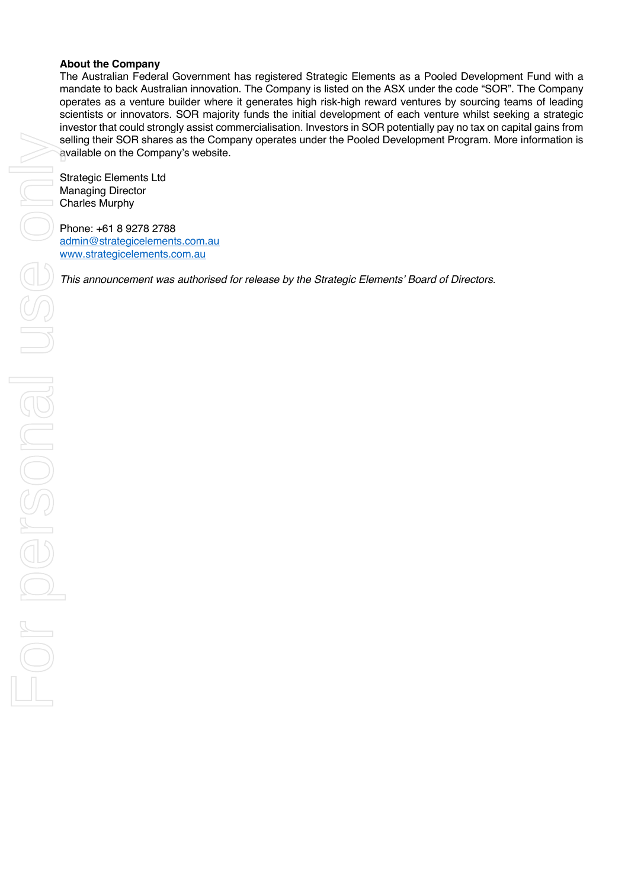**About the Company**

The Australian Federal Government has registered Strategic Elements as a Pooled Development Fund with a mandate to back Australian innovation. The Company is listed on the ASX under the code "SOR". The Company operates as a venture builder where it generates high risk-high reward ventures by sourcing teams of leading scientists or innovators. SOR majority funds the initial development of each venture whilst seeking a strategic investor that could strongly assist commercialisation. Investors in SOR potentially pay no tax on capital gains from selling their SOR shares as the Company operates under the Pooled Development Program. More information is available on the Company's website.

Strategic Elements Ltd
Managing Director
Charles Murphy

Phone: +61 8 9278 2788
admin@strategicelements.com.au
www.strategicelements.com.au

*This announcement was authorised for release by the Strategic Elements' Board of Directors.*